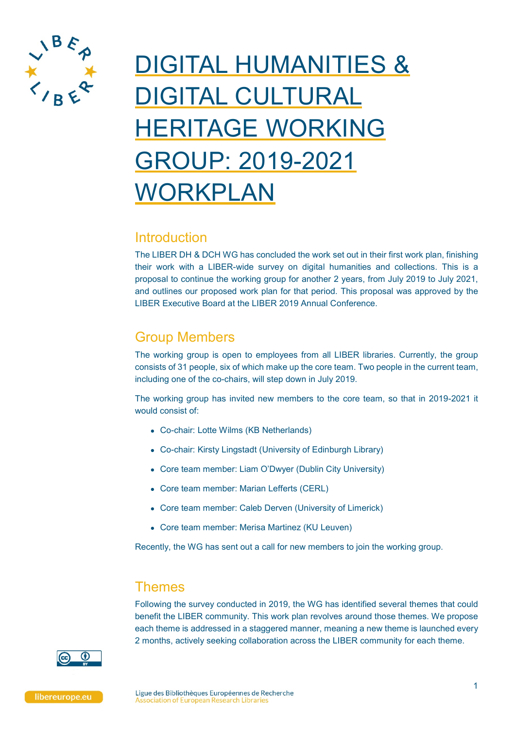# DIGITAL HUMANITIES & DIGITAL CULTURAL HERITAGE WORKING GROUP: 2019-2021 WORKPLAN

## Introduction

The LIBER DH & DCH WG has concluded the work set out in their first work plan, finishing their work with a LIBER-wide survey on digital humanities and collections. This is a proposal to continue the working group for another 2 years, from July 2019 to July 2021, and outlines our proposed work plan for that period. This proposal was approved by the LIBER Executive Board at the LIBER 2019 Annual Conference.

## Group Members

The working group is open to employees from all LIBER libraries. Currently, the group consists of 31 people, six of which make up the core team. Two people in the current team, including one of the co-chairs, will step down in July 2019.

The working group has invited new members to the core team, so that in 2019-2021 it would consist of:

- Co-chair: Lotte Wilms (KB Netherlands)
- Co-chair: Kirsty Lingstadt (University of Edinburgh Library)
- Core team member: Liam O'Dwyer (Dublin City University)
- Core team member: Marian Lefferts (CERL)
- Core team member: Caleb Derven (University of Limerick)
- Core team member: Merisa Martinez (KU Leuven)

Recently, the WG has sent out a call for new members to join the working group.

## Themes

Following the survey conducted in 2019, the WG has identified several themes that could benefit the LIBER community. This work plan revolves around those themes. We propose each theme is addressed in a staggered manner, meaning a new theme is launched every 2 months, actively seeking collaboration across the LIBER community for each theme.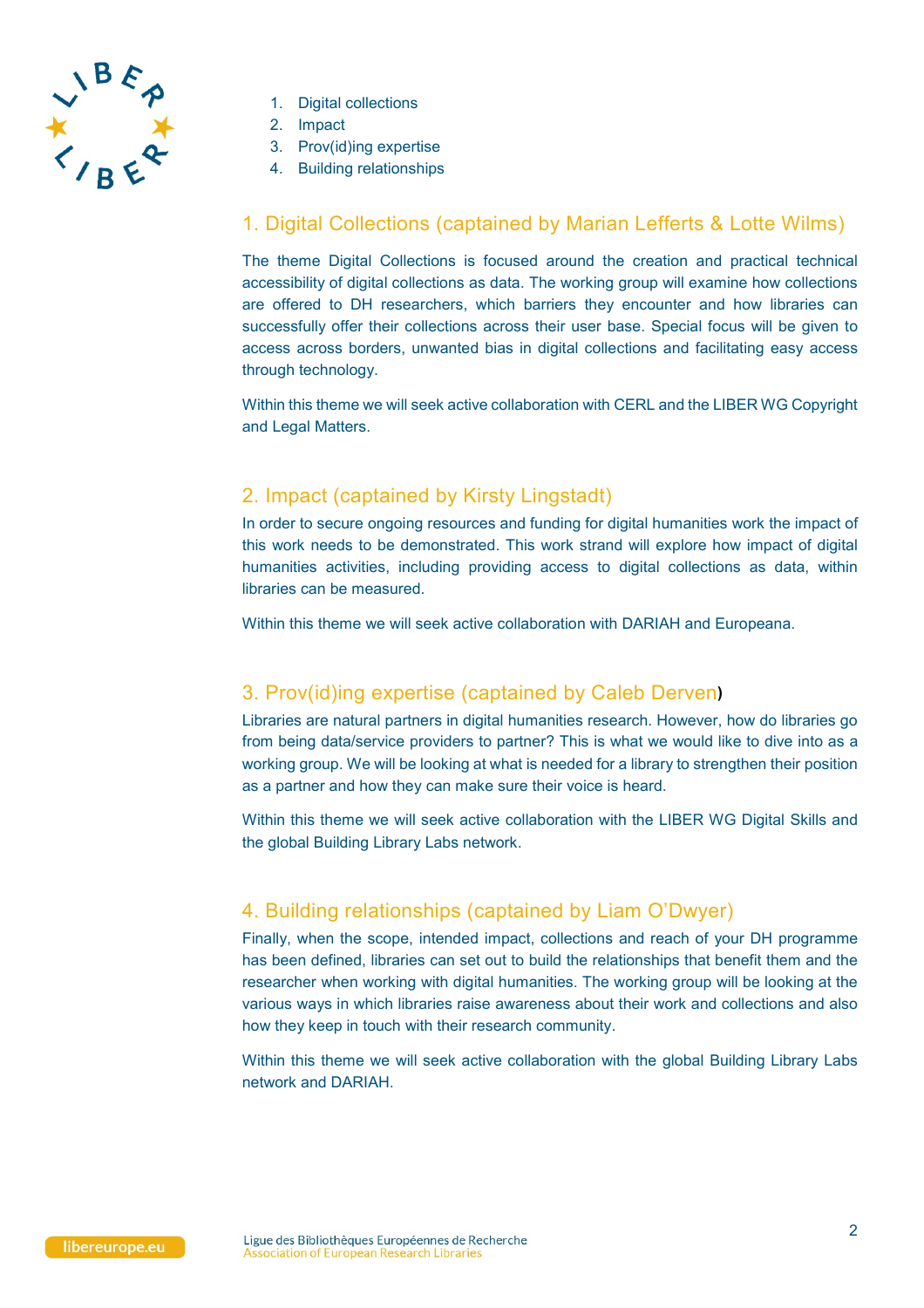1. Digital collections
2. Impact
3. Prov(id)ing expertise
4. Building relationships

## 1. Digital Collections (captained by Marian Lefferts & Lotte Wilms)

The theme Digital Collections is focused around the creation and practical technical accessibility of digital collections as data. The working group will examine how collections are offered to DH researchers, which barriers they encounter and how libraries can successfully offer their collections across their user base. Special focus will be given to access across borders, unwanted bias in digital collections and facilitating easy access through technology.

Within this theme we will seek active collaboration with CERL and the LIBER WG Copyright and Legal Matters.

## 2. Impact (captained by Kirsty Lingstadt)

In order to secure ongoing resources and funding for digital humanities work the impact of this work needs to be demonstrated. This work strand will explore how impact of digital humanities activities, including providing access to digital collections as data, within libraries can be measured.

Within this theme we will seek active collaboration with DARIAH and Europeana.

## 3. Prov(id)ing expertise (captained by Caleb Derven)

Libraries are natural partners in digital humanities research. However, how do libraries go from being data/service providers to partner? This is what we would like to dive into as a working group. We will be looking at what is needed for a library to strengthen their position as a partner and how they can make sure their voice is heard.

Within this theme we will seek active collaboration with the LIBER WG Digital Skills and the global Building Library Labs network.

## 4. Building relationships (captained by Liam O'Dwyer)

Finally, when the scope, intended impact, collections and reach of your DH programme has been defined, libraries can set out to build the relationships that benefit them and the researcher when working with digital humanities. The working group will be looking at the various ways in which libraries raise awareness about their work and collections and also how they keep in touch with their research community.

Within this theme we will seek active collaboration with the global Building Library Labs network and DARIAH.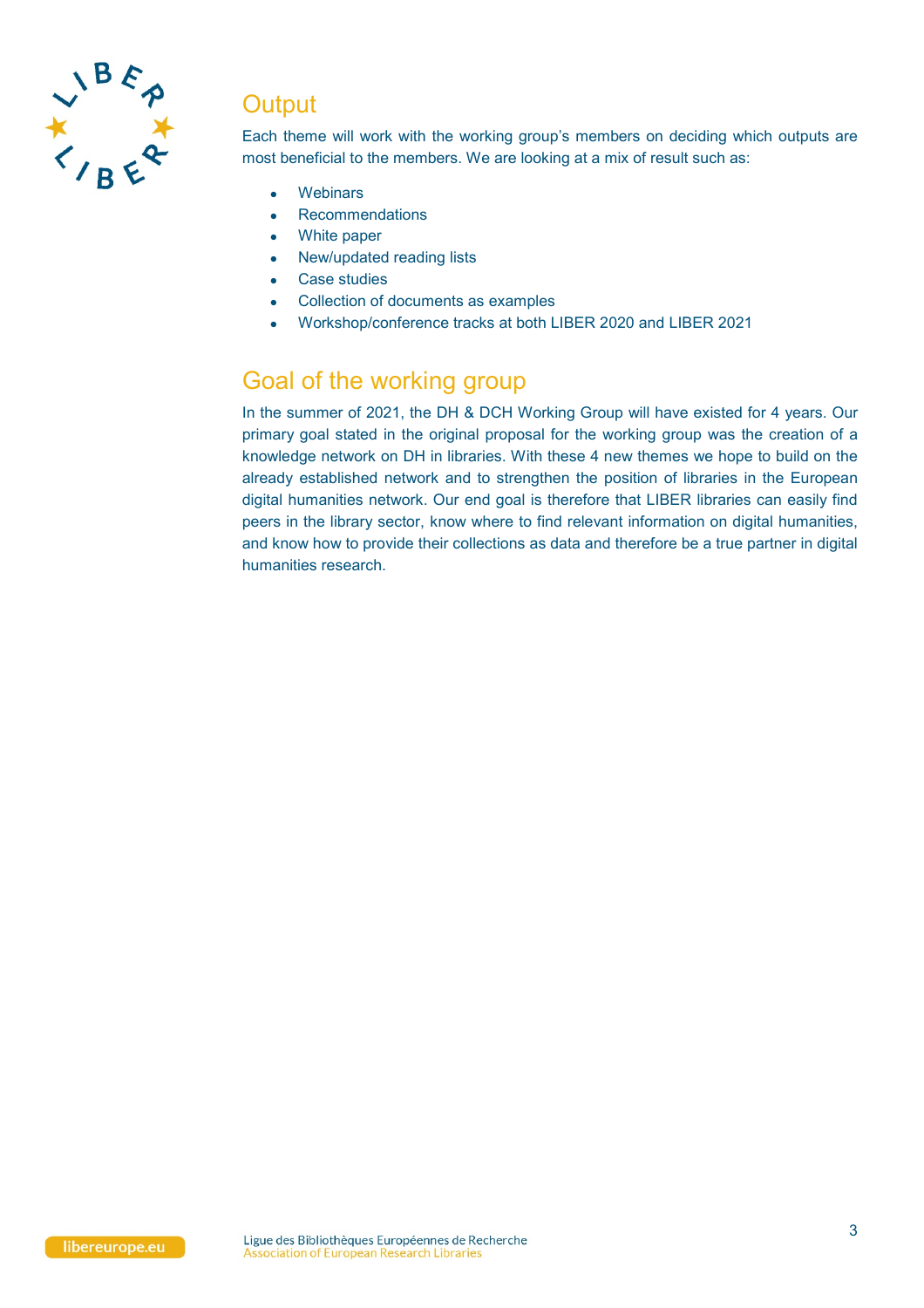## Output

Each theme will work with the working group's members on deciding which outputs are most beneficial to the members. We are looking at a mix of result such as:

- Webinars
- Recommendations
- White paper
- New/updated reading lists
- Case studies
- Collection of documents as examples
- Workshop/conference tracks at both LIBER 2020 and LIBER 2021

## Goal of the working group

In the summer of 2021, the DH & DCH Working Group will have existed for 4 years. Our primary goal stated in the original proposal for the working group was the creation of a knowledge network on DH in libraries. With these 4 new themes we hope to build on the already established network and to strengthen the position of libraries in the European digital humanities network. Our end goal is therefore that LIBER libraries can easily find peers in the library sector, know where to find relevant information on digital humanities, and know how to provide their collections as data and therefore be a true partner in digital humanities research.